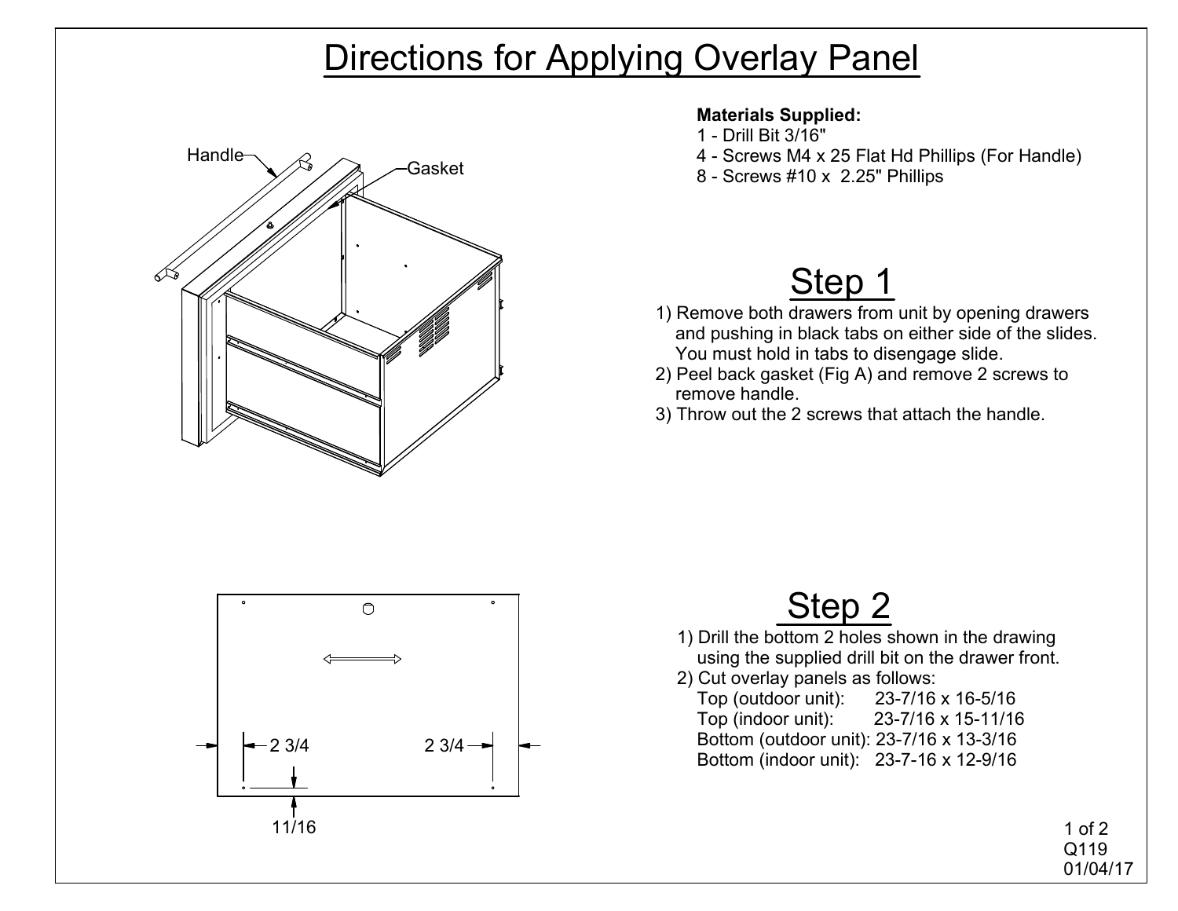# Directions for Applying Overlay Panel

Handle

Gasket

**Materials Supplied:**

1 - Drill Bit 3/16"
4 - Screws M4 x 25 Flat Hd Phillips (For Handle)
8 - Screws #10 x 2.25" Phillips

## Step 1

1) Remove both drawers from unit by opening drawers and pushing in black tabs on either side of the slides. You must hold in tabs to disengage slide.
2) Peel back gasket (Fig A) and remove 2 screws to remove handle.
3) Throw out the 2 screws that attach the handle.

2 3/4

2 3/4

11/16

## Step 2

1) Drill the bottom 2 holes shown in the drawing using the supplied drill bit on the drawer front.
2) Cut overlay panels as follows:
   Top (outdoor unit): 23-7/16 x 16-5/16
   Top (indoor unit): 23-7/16 x 15-11/16
   Bottom (outdoor unit): 23-7/16 x 13-3/16
   Bottom (indoor unit): 23-7-16 x 12-9/16

Q119
01/04/17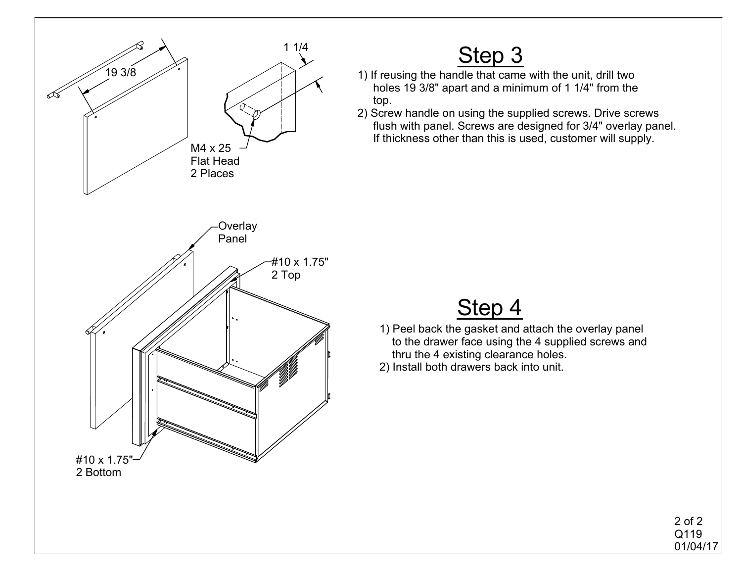19 3/8

1 1/4

M4 x 25
Flat Head
2 Places

## Step 3

1) If reusing the handle that came with the unit, drill two holes 19 3/8" apart and a minimum of 1 1/4" from the top.
2) Screw handle on using the supplied screws. Drive screws flush with panel. Screws are designed for 3/4" overlay panel. If thickness other than this is used, customer will supply.

Overlay Panel

#10 x 1.75"
2 Top

#10 x 1.75"
2 Bottom

## Step 4

1) Peel back the gasket and attach the overlay panel to the drawer face using the 4 supplied screws and thru the 4 existing clearance holes.
2) Install both drawers back into unit.

Q119
01/04/17